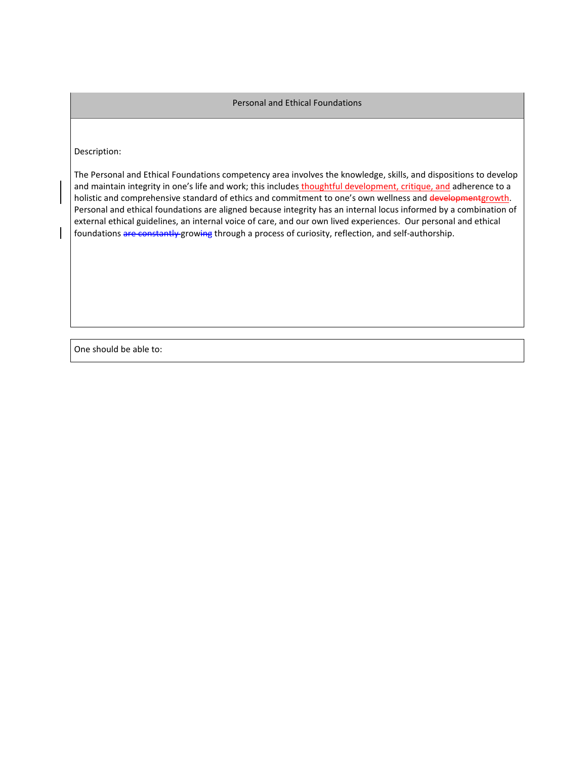## Personal and Ethical Foundations

Description:

The Personal and Ethical Foundations competency area involves the knowledge, skills, and dispositions to develop and maintain integrity in one's life and work; this includes thoughtful development, critique, and adherence to a holistic and comprehensive standard of ethics and commitment to one's own wellness and ~~development~~growth. Personal and ethical foundations are aligned because integrity has an internal locus informed by a combination of external ethical guidelines, an internal voice of care, and our own lived experiences. Our personal and ethical foundations ~~are constantly~~ grow~~ing~~ through a process of curiosity, reflection, and self-authorship.

One should be able to: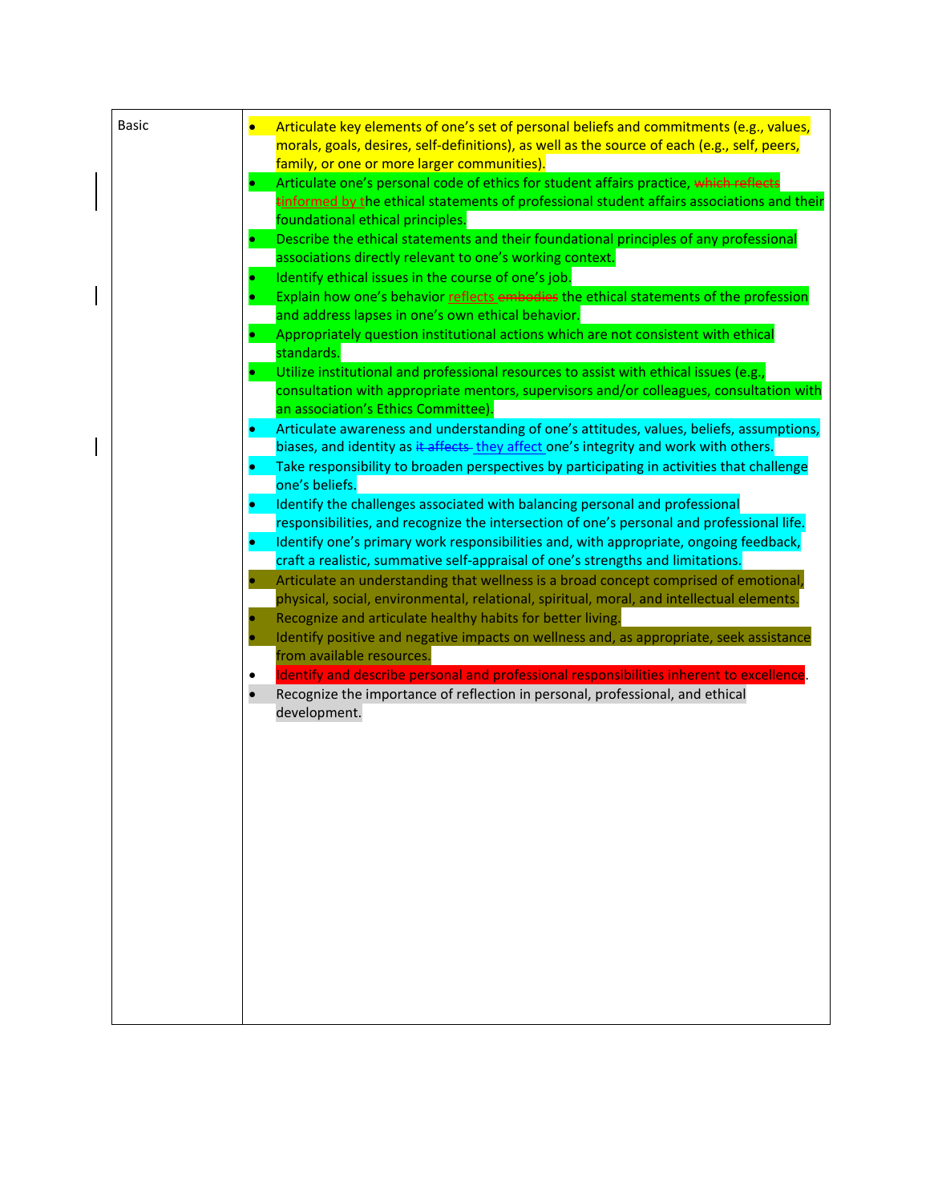| Basic | • Articulate key elements of one's set of personal beliefs and commitments (e.g., values, morals, goals, desires, self-definitions), as well as the source of each (e.g., self, peers, family, or one or more larger communities).<br>• Articulate one's personal code of ethics for student affairs practice, ~~which reflects~~ tinformed by the ethical statements of professional student affairs associations and their foundational ethical principles.<br>• Describe the ethical statements and their foundational principles of any professional associations directly relevant to one's working context.<br>• Identify ethical issues in the course of one's job.<br>• Explain how one's behavior reflects ~~embodies~~ the ethical statements of the profession and address lapses in one's own ethical behavior.<br>• Appropriately question institutional actions which are not consistent with ethical standards.<br>• Utilize institutional and professional resources to assist with ethical issues (e.g., consultation with appropriate mentors, supervisors and/or colleagues, consultation with an association's Ethics Committee).<br>• Articulate awareness and understanding of one's attitudes, values, beliefs, assumptions, biases, and identity as ~~it affects~~ they affect one's integrity and work with others.<br>• Take responsibility to broaden perspectives by participating in activities that challenge one's beliefs.<br>• Identify the challenges associated with balancing personal and professional responsibilities, and recognize the intersection of one's personal and professional life.<br>• Identify one's primary work responsibilities and, with appropriate, ongoing feedback, craft a realistic, summative self-appraisal of one's strengths and limitations.<br>• Articulate an understanding that wellness is a broad concept comprised of emotional, physical, social, environmental, relational, spiritual, moral, and intellectual elements.<br>• Recognize and articulate healthy habits for better living.<br>• Identify positive and negative impacts on wellness and, as appropriate, seek assistance from available resources.<br>• Identify and describe personal and professional responsibilities inherent to excellence.<br>• Recognize the importance of reflection in personal, professional, and ethical development. |
|---|---|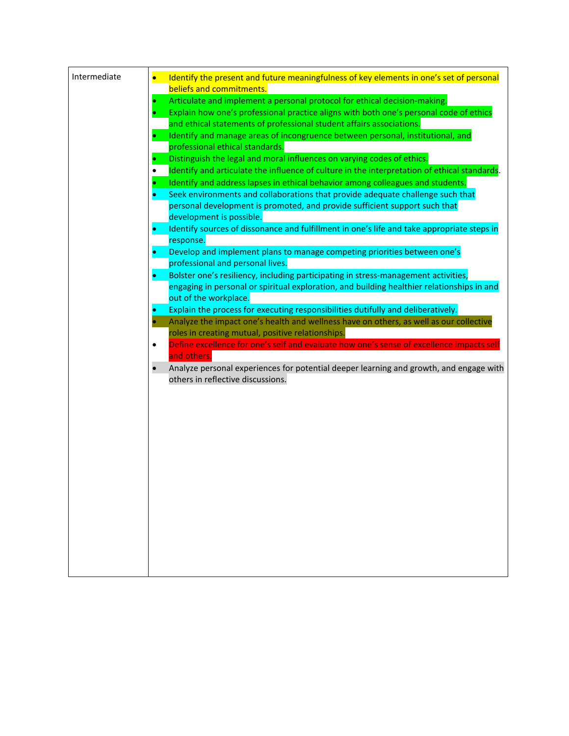| Intermediate | • Identify the present and future meaningfulness of key elements in one's set of personal beliefs and commitments.<br>• Articulate and implement a personal protocol for ethical decision-making.<br>• Explain how one's professional practice aligns with both one's personal code of ethics and ethical statements of professional student affairs associations.<br>• Identify and manage areas of incongruence between personal, institutional, and professional ethical standards.<br>• Distinguish the legal and moral influences on varying codes of ethics.<br>• Identify and articulate the influence of culture in the interpretation of ethical standards.<br>• Identify and address lapses in ethical behavior among colleagues and students.<br>• Seek environments and collaborations that provide adequate challenge such that personal development is promoted, and provide sufficient support such that development is possible.<br>• Identify sources of dissonance and fulfillment in one's life and take appropriate steps in response.<br>• Develop and implement plans to manage competing priorities between one's professional and personal lives.<br>• Bolster one's resiliency, including participating in stress-management activities, engaging in personal or spiritual exploration, and building healthier relationships in and out of the workplace.<br>• Explain the process for executing responsibilities dutifully and deliberatively.<br>• Analyze the impact one's health and wellness have on others, as well as our collective roles in creating mutual, positive relationships.<br>• Define excellence for one's self and evaluate how one's sense of excellence impacts self and others.<br>• Analyze personal experiences for potential deeper learning and growth, and engage with others in reflective discussions. |
|---|---|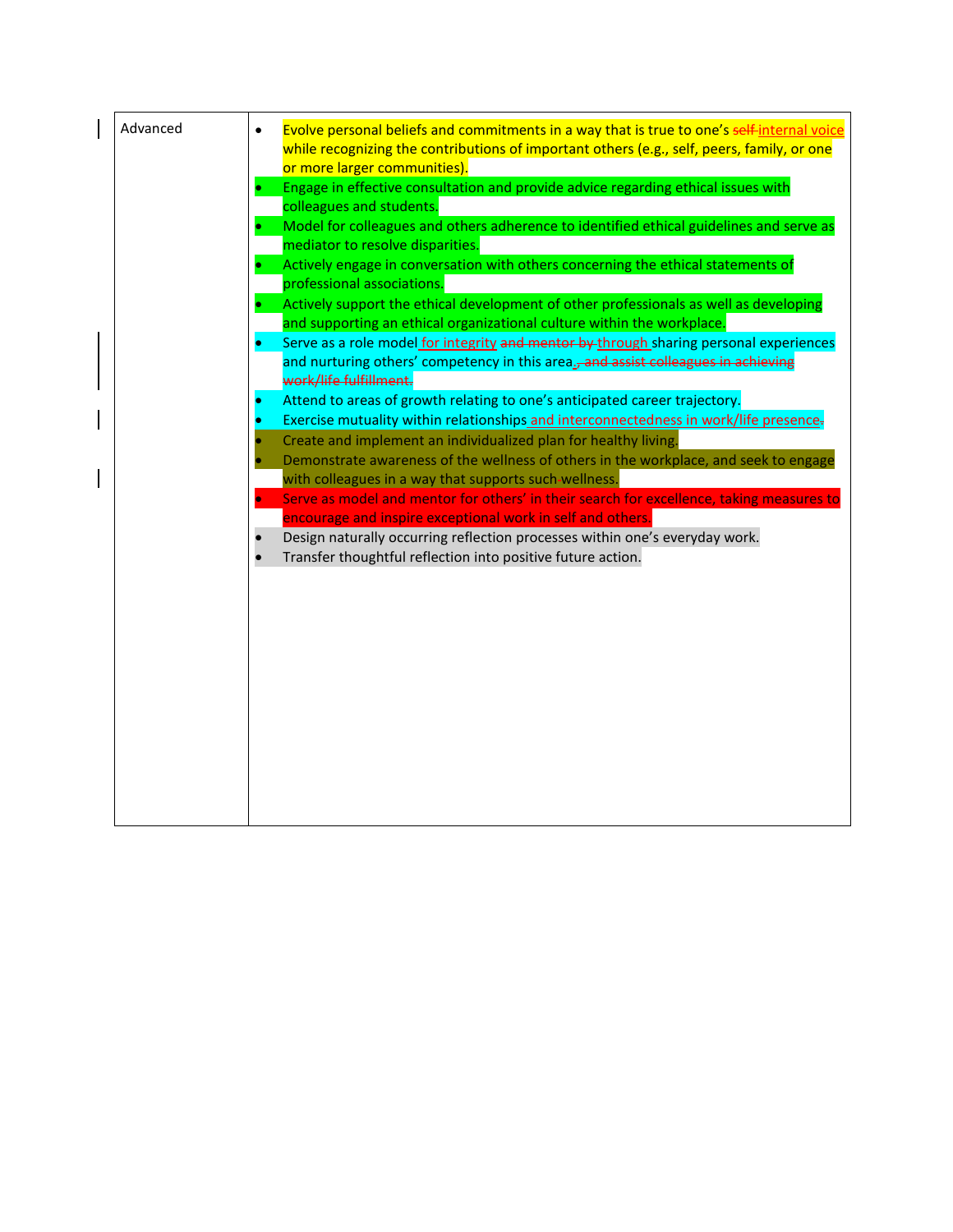| | |
|---|---|
| Advanced | • Evolve personal beliefs and commitments in a way that is true to one's ~~self~~ internal voice while recognizing the contributions of important others (e.g., self, peers, family, or one or more larger communities).<br>• Engage in effective consultation and provide advice regarding ethical issues with colleagues and students.<br>• Model for colleagues and others adherence to identified ethical guidelines and serve as mediator to resolve disparities.<br>• Actively engage in conversation with others concerning the ethical statements of professional associations.<br>• Actively support the ethical development of other professionals as well as developing and supporting an ethical organizational culture within the workplace.<br>• Serve as a role model for integrity ~~and mentor by~~ through sharing personal experiences and nurturing others' competency in this area.~~, and assist colleagues in achieving work/life fulfillment.~~<br>• Attend to areas of growth relating to one's anticipated career trajectory.<br>• Exercise mutuality within relationships and interconnectedness in work/life presence~~.~~<br>• Create and implement an individualized plan for healthy living.<br>• Demonstrate awareness of the wellness of others in the workplace, and seek to engage with colleagues in a way that supports such ~~-~~wellness.<br>• Serve as model and mentor for others' in their search for excellence, taking measures to encourage and inspire exceptional work in self and others.<br>• Design naturally occurring reflection processes within one's everyday work.<br>• Transfer thoughtful reflection into positive future action. |